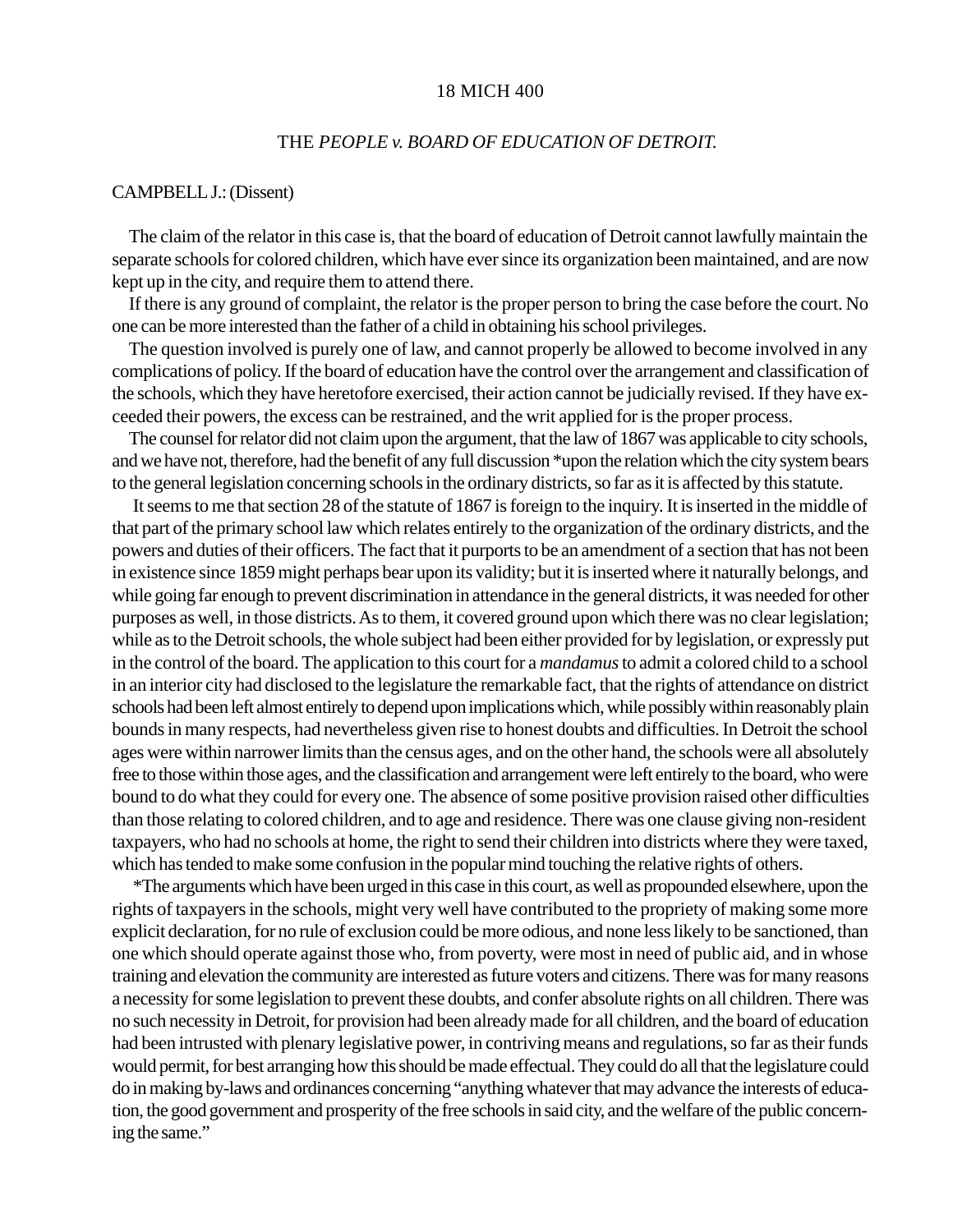18 MICH 400

THE *PEOPLE v. BOARD OF EDUCATION OF DETROIT.*

CAMPBELL J.: (Dissent)

The claim of the relator in this case is, that the board of education of Detroit cannot lawfully maintain the separate schools for colored children, which have ever since its organization been maintained, and are now kept up in the city, and require them to attend there.

If there is any ground of complaint, the relator is the proper person to bring the case before the court. No one can be more interested than the father of a child in obtaining his school privileges.

The question involved is purely one of law, and cannot properly be allowed to become involved in any complications of policy. If the board of education have the control over the arrangement and classification of the schools, which they have heretofore exercised, their action cannot be judicially revised. If they have exceeded their powers, the excess can be restrained, and the writ applied for is the proper process.

The counsel for relator did not claim upon the argument, that the law of 1867 was applicable to city schools, and we have not, therefore, had the benefit of any full discussion *upon the relation which the city system bears to the general legislation concerning schools in the ordinary districts, so far as it is affected by this statute.

It seems to me that section 28 of the statute of 1867 is foreign to the inquiry. It is inserted in the middle of that part of the primary school law which relates entirely to the organization of the ordinary districts, and the powers and duties of their officers. The fact that it purports to be an amendment of a section that has not been in existence since 1859 might perhaps bear upon its validity; but it is inserted where it naturally belongs, and while going far enough to prevent discrimination in attendance in the general districts, it was needed for other purposes as well, in those districts. As to them, it covered ground upon which there was no clear legislation; while as to the Detroit schools, the whole subject had been either provided for by legislation, or expressly put in the control of the board. The application to this court for a *mandamus* to admit a colored child to a school in an interior city had disclosed to the legislature the remarkable fact, that the rights of attendance on district schools had been left almost entirely to depend upon implications which, while possibly within reasonably plain bounds in many respects, had nevertheless given rise to honest doubts and difficulties. In Detroit the school ages were within narrower limits than the census ages, and on the other hand, the schools were all absolutely free to those within those ages, and the classification and arrangement were left entirely to the board, who were bound to do what they could for every one. The absence of some positive provision raised other difficulties than those relating to colored children, and to age and residence. There was one clause giving non-resident taxpayers, who had no schools at home, the right to send their children into districts where they were taxed, which has tended to make some confusion in the popular mind touching the relative rights of others.

*The arguments which have been urged in this case in this court, as well as propounded elsewhere, upon the rights of taxpayers in the schools, might very well have contributed to the propriety of making some more explicit declaration, for no rule of exclusion could be more odious, and none less likely to be sanctioned, than one which should operate against those who, from poverty, were most in need of public aid, and in whose training and elevation the community are interested as future voters and citizens. There was for many reasons a necessity for some legislation to prevent these doubts, and confer absolute rights on all children. There was no such necessity in Detroit, for provision had been already made for all children, and the board of education had been intrusted with plenary legislative power, in contriving means and regulations, so far as their funds would permit, for best arranging how this should be made effectual. They could do all that the legislature could do in making by-laws and ordinances concerning "anything whatever that may advance the interests of education, the good government and prosperity of the free schools in said city, and the welfare of the public concerning the same."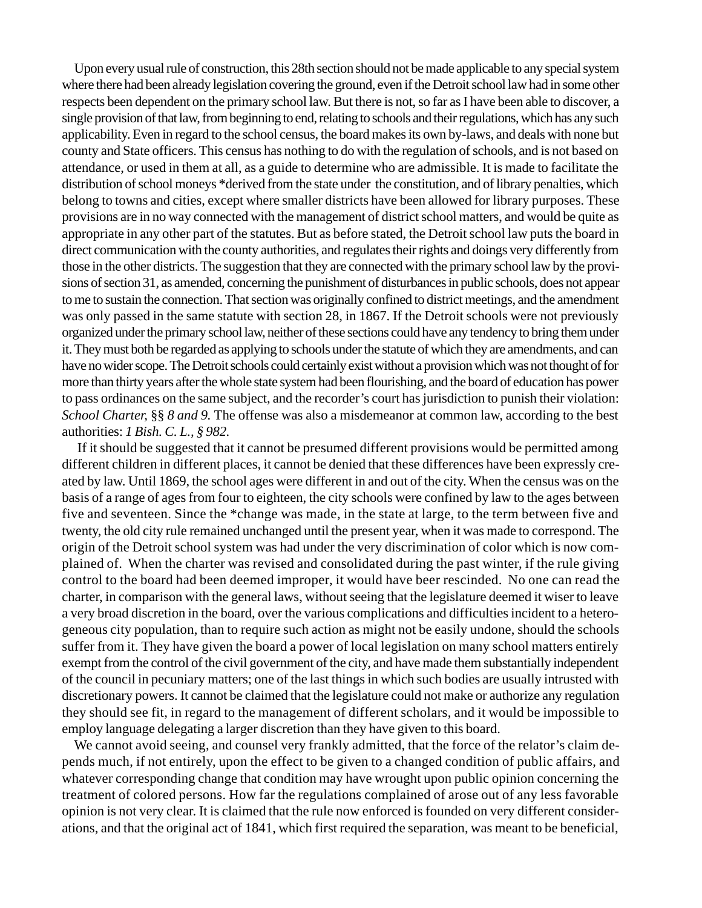Upon every usual rule of construction, this 28th section should not be made applicable to any special system where there had been already legislation covering the ground, even if the Detroit school law had in some other respects been dependent on the primary school law. But there is not, so far as I have been able to discover, a single provision of that law, from beginning to end, relating to schools and their regulations, which has any such applicability. Even in regard to the school census, the board makes its own by-laws, and deals with none but county and State officers. This census has nothing to do with the regulation of schools, and is not based on attendance, or used in them at all, as a guide to determine who are admissible. It is made to facilitate the distribution of school moneys *derived from the state under the constitution, and of library penalties, which belong to towns and cities, except where smaller districts have been allowed for library purposes. These provisions are in no way connected with the management of district school matters, and would be quite as appropriate in any other part of the statutes. But as before stated, the Detroit school law puts the board in direct communication with the county authorities, and regulates their rights and doings very differently from those in the other districts. The suggestion that they are connected with the primary school law by the provisions of section 31, as amended, concerning the punishment of disturbances in public schools, does not appear to me to sustain the connection. That section was originally confined to district meetings, and the amendment was only passed in the same statute with section 28, in 1867. If the Detroit schools were not previously organized under the primary school law, neither of these sections could have any tendency to bring them under it. They must both be regarded as applying to schools under the statute of which they are amendments, and can have no wider scope. The Detroit schools could certainly exist without a provision which was not thought of for more than thirty years after the whole state system had been flourishing, and the board of education has power to pass ordinances on the same subject, and the recorder's court has jurisdiction to punish their violation: *School Charter,* §§ *8 and 9.* The offense was also a misdemeanor at common law, according to the best authorities: *1 Bish. C. L., § 982.*

If it should be suggested that it cannot be presumed different provisions would be permitted among different children in different places, it cannot be denied that these differences have been expressly created by law. Until 1869, the school ages were different in and out of the city. When the census was on the basis of a range of ages from four to eighteen, the city schools were confined by law to the ages between five and seventeen. Since the *change was made, in the state at large, to the term between five and twenty, the old city rule remained unchanged until the present year, when it was made to correspond. The origin of the Detroit school system was had under the very discrimination of color which is now complained of. When the charter was revised and consolidated during the past winter, if the rule giving control to the board had been deemed improper, it would have beer rescinded. No one can read the charter, in comparison with the general laws, without seeing that the legislature deemed it wiser to leave a very broad discretion in the board, over the various complications and difficulties incident to a heterogeneous city population, than to require such action as might not be easily undone, should the schools suffer from it. They have given the board a power of local legislation on many school matters entirely exempt from the control of the civil government of the city, and have made them substantially independent of the council in pecuniary matters; one of the last things in which such bodies are usually intrusted with discretionary powers. It cannot be claimed that the legislature could not make or authorize any regulation they should see fit, in regard to the management of different scholars, and it would be impossible to employ language delegating a larger discretion than they have given to this board.

We cannot avoid seeing, and counsel very frankly admitted, that the force of the relator's claim depends much, if not entirely, upon the effect to be given to a changed condition of public affairs, and whatever corresponding change that condition may have wrought upon public opinion concerning the treatment of colored persons. How far the regulations complained of arose out of any less favorable opinion is not very clear. It is claimed that the rule now enforced is founded on very different considerations, and that the original act of 1841, which first required the separation, was meant to be beneficial,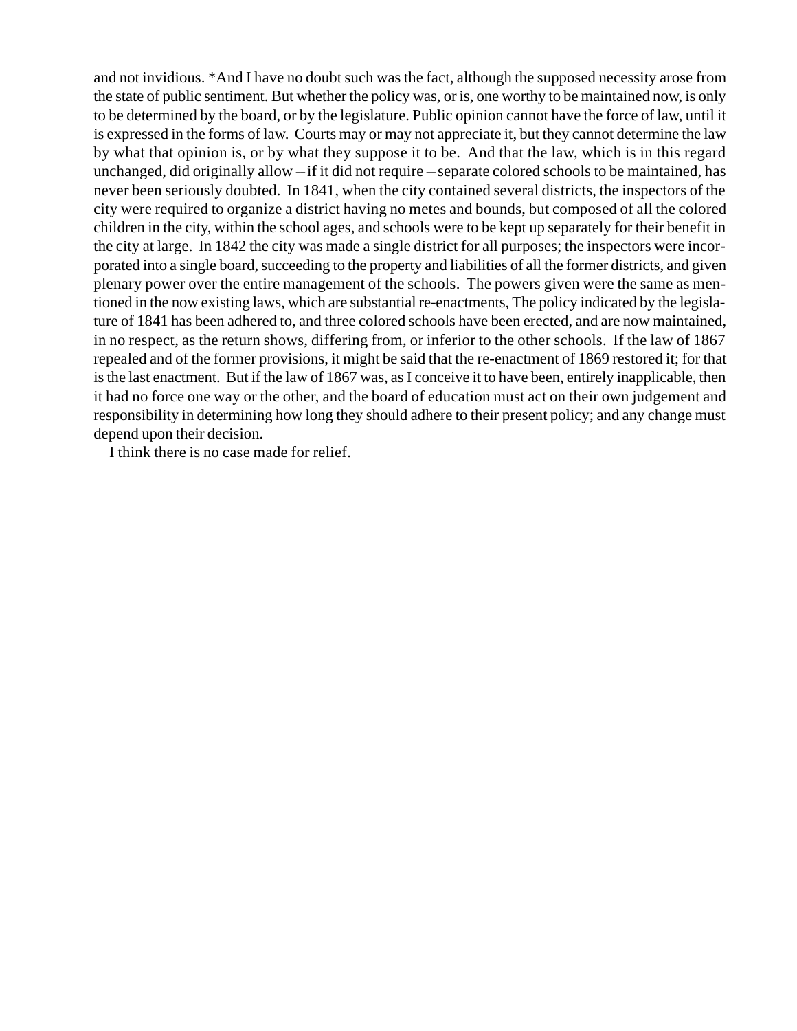and not invidious. *And I have no doubt such was the fact, although the supposed necessity arose from the state of public sentiment. But whether the policy was, or is, one worthy to be maintained now, is only to be determined by the board, or by the legislature. Public opinion cannot have the force of law, until it is expressed in the forms of law. Courts may or may not appreciate it, but they cannot determine the law by what that opinion is, or by what they suppose it to be. And that the law, which is in this regard unchanged, did originally allow – if it did not require – separate colored schools to be maintained, has never been seriously doubted. In 1841, when the city contained several districts, the inspectors of the city were required to organize a district having no metes and bounds, but composed of all the colored children in the city, within the school ages, and schools were to be kept up separately for their benefit in the city at large. In 1842 the city was made a single district for all purposes; the inspectors were incorporated into a single board, succeeding to the property and liabilities of all the former districts, and given plenary power over the entire management of the schools. The powers given were the same as mentioned in the now existing laws, which are substantial re-enactments, The policy indicated by the legislature of 1841 has been adhered to, and three colored schools have been erected, and are now maintained, in no respect, as the return shows, differing from, or inferior to the other schools. If the law of 1867 repealed and of the former provisions, it might be said that the re-enactment of 1869 restored it; for that is the last enactment. But if the law of 1867 was, as I conceive it to have been, entirely inapplicable, then it had no force one way or the other, and the board of education must act on their own judgement and responsibility in determining how long they should adhere to their present policy; and any change must depend upon their decision.

I think there is no case made for relief.